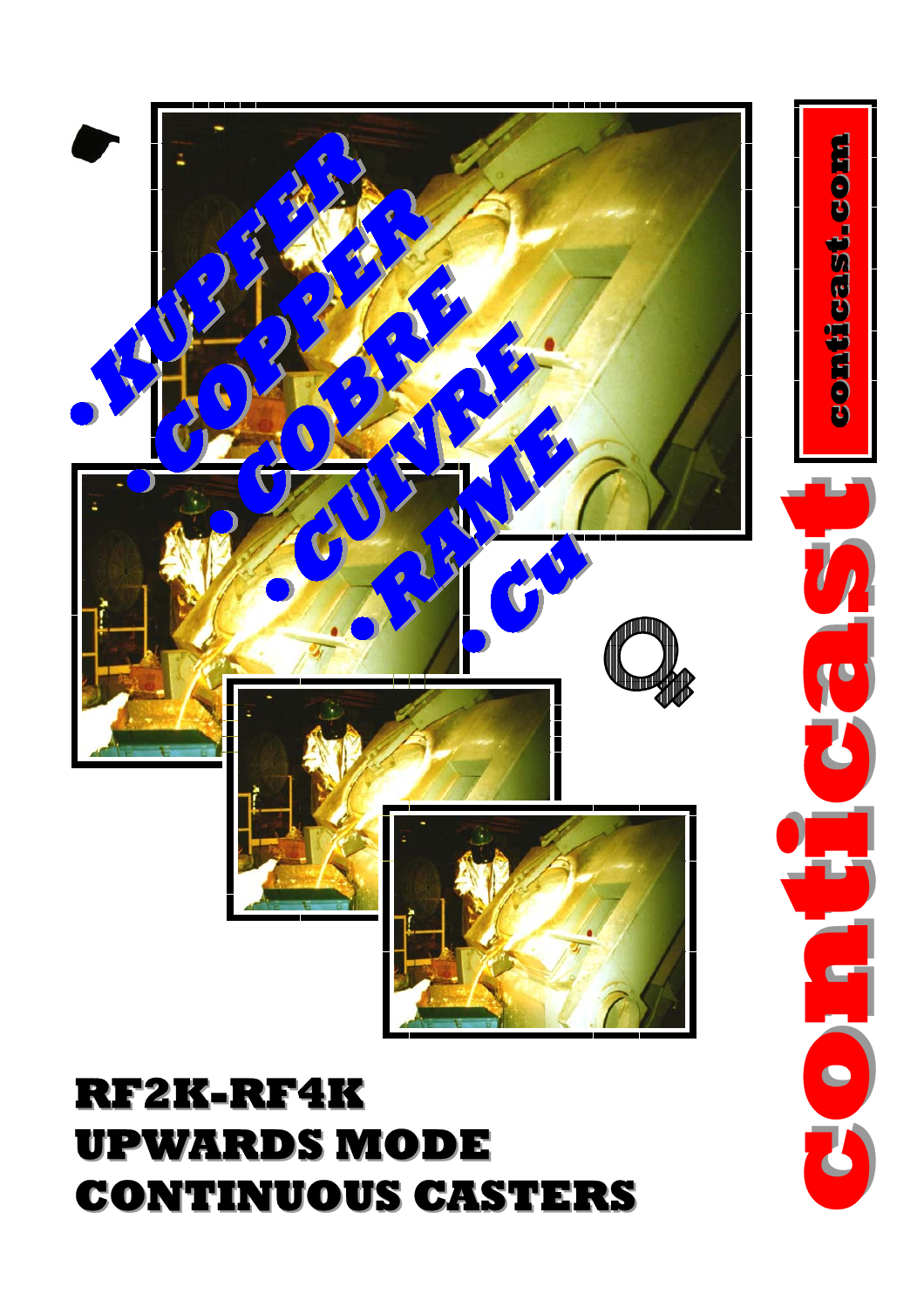• KUPFER
• COPPER
• COBRE
• CUIVRE
• RAME
• Cu

conticast.com

conticast

# RF2K-RF4K UPWARDS MODE CONTINUOUS CASTERS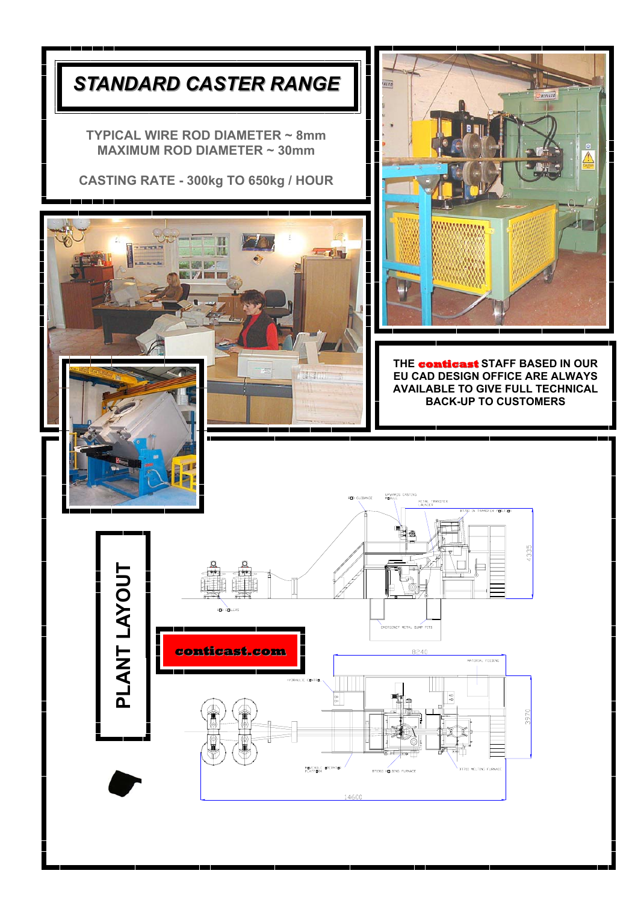# STANDARD CASTER RANGE

TYPICAL WIRE ROD DIAMETER ~ 8mm
MAXIMUM ROD DIAMETER ~ 30mm

CASTING RATE - 300kg TO 650kg / HOUR

THE **conticast** STAFF BASED IN OUR EU CAD DESIGN OFFICE ARE ALWAYS AVAILABLE TO GIVE FULL TECHNICAL BACK-UP TO CUSTOMERS

## PLANT LAYOUT

**conticast.com**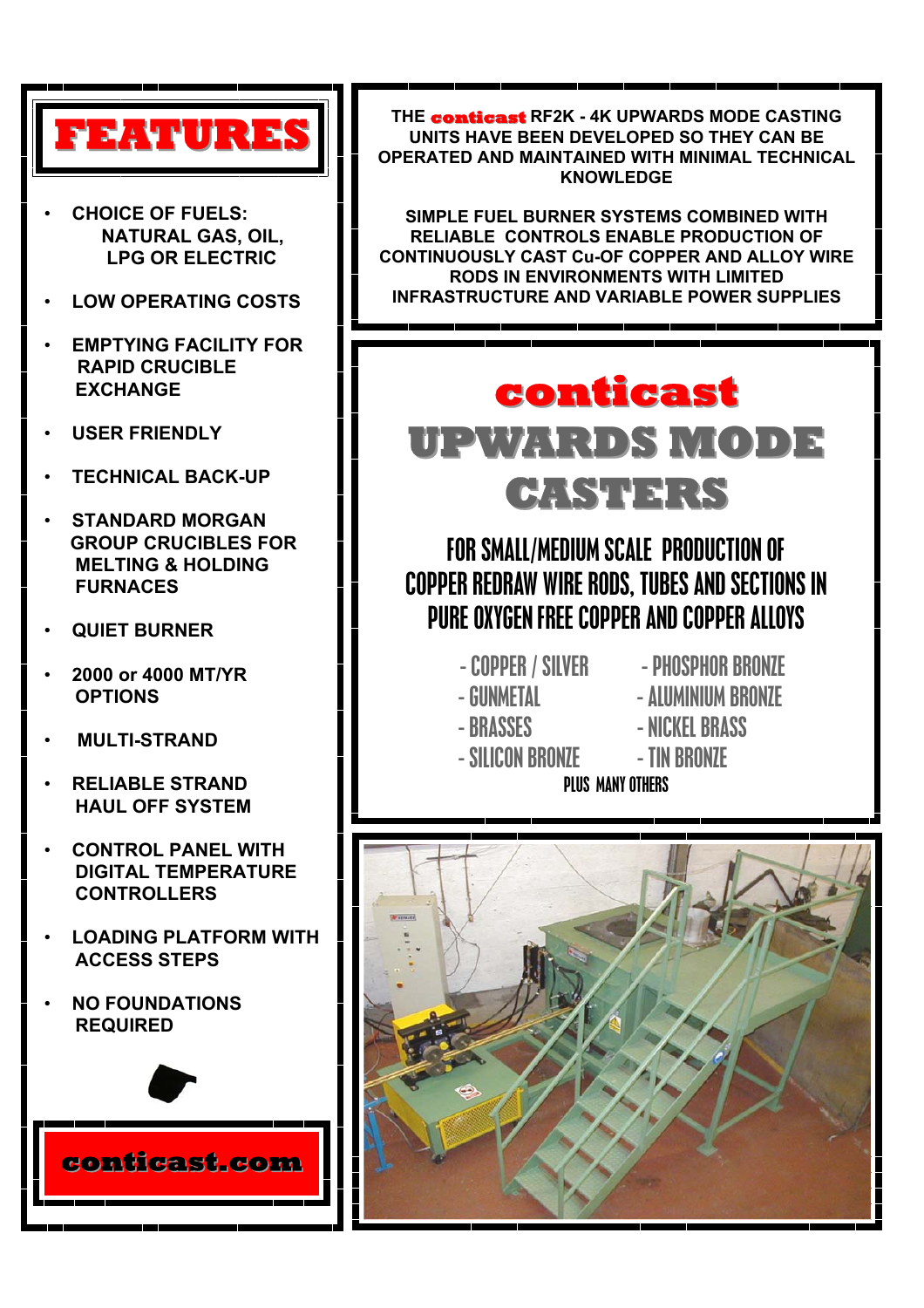# FEATURES

- CHOICE OF FUELS: NATURAL GAS, OIL, LPG OR ELECTRIC
- LOW OPERATING COSTS
- EMPTYING FACILITY FOR RAPID CRUCIBLE EXCHANGE
- USER FRIENDLY
- TECHNICAL BACK-UP
- STANDARD MORGAN GROUP CRUCIBLES FOR MELTING & HOLDING FURNACES
- QUIET BURNER
- 2000 or 4000 MT/YR OPTIONS
- MULTI-STRAND
- RELIABLE STRAND HAUL OFF SYSTEM
- CONTROL PANEL WITH DIGITAL TEMPERATURE CONTROLLERS
- LOADING PLATFORM WITH ACCESS STEPS
- NO FOUNDATIONS REQUIRED

**conticast.com**

THE **conticast** RF2K - 4K UPWARDS MODE CASTING UNITS HAVE BEEN DEVELOPED SO THEY CAN BE OPERATED AND MAINTAINED WITH MINIMAL TECHNICAL KNOWLEDGE

SIMPLE FUEL BURNER SYSTEMS COMBINED WITH RELIABLE CONTROLS ENABLE PRODUCTION OF CONTINUOUSLY CAST Cu-OF COPPER AND ALLOY WIRE RODS IN ENVIRONMENTS WITH LIMITED INFRASTRUCTURE AND VARIABLE POWER SUPPLIES

# conticast UPWARDS MODE CASTERS

## FOR SMALL/MEDIUM SCALE PRODUCTION OF COPPER REDRAW WIRE RODS, TUBES AND SECTIONS IN PURE OXYGEN FREE COPPER AND COPPER ALLOYS

- COPPER / SILVER
- PHOSPHOR BRONZE
- GUNMETAL
- ALUMINIUM BRONZE
- BRASSES
- NICKEL BRASS
- SILICON BRONZE
- TIN BRONZE

PLUS MANY OTHERS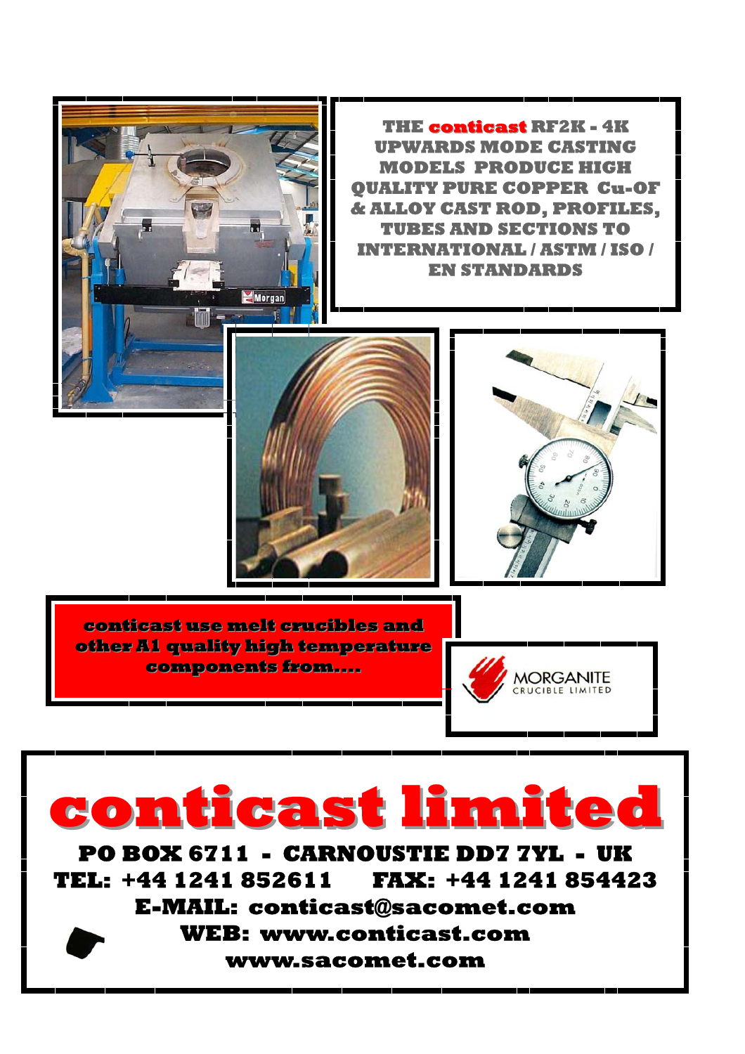**THE conticast RF2K - 4K UPWARDS MODE CASTING MODELS PRODUCE HIGH QUALITY PURE COPPER Cu-OF & ALLOY CAST ROD, PROFILES, TUBES AND SECTIONS TO INTERNATIONAL / ASTM / ISO / EN STANDARDS**

**conticast use melt crucibles and other A1 quality high temperature components from....**

MORGANITE
CRUCIBLE LIMITED

# conticast limited

**PO BOX 6711 - CARNOUSTIE DD7 7YL - UK**

**TEL: +44 1241 852611 FAX: +44 1241 854423**

**E-MAIL: conticast@sacomet.com**

**WEB: www.conticast.com**

**www.sacomet.com**